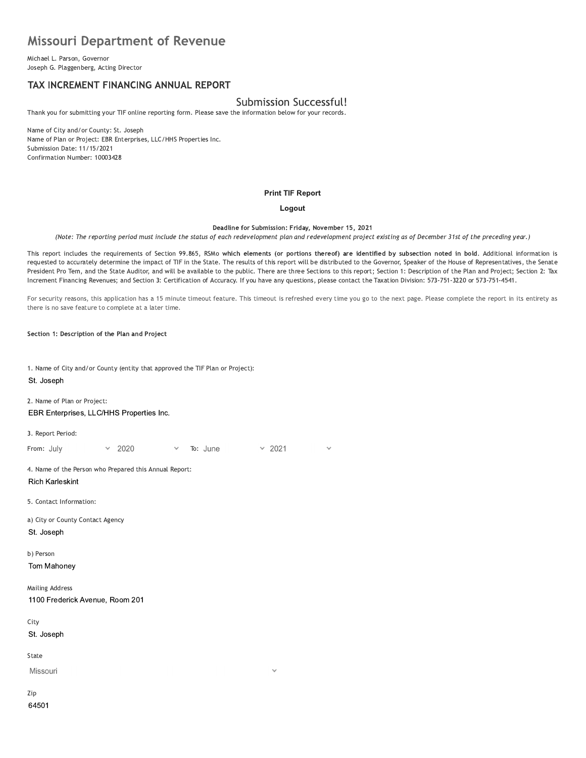# Missouri Department of Revenue

Michael L. Parson, Governor
Joseph G. Plaggenberg, Acting Director

## TAX INCREMENT FINANCING ANNUAL REPORT

### Submission Successful!

Thank you for submitting your TIF online reporting form. Please save the information below for your records.

Name of City and/or County: St. Joseph
Name of Plan or Project: EBR Enterprises, LLC/HHS Properties Inc.
Submission Date: 11/15/2021
Confirmation Number: 10003428

**Print TIF Report**

**Logout**

**Deadline for Submission: Friday, November 15, 2021**

*(Note: The reporting period must include the status of each redevelopment plan and redevelopment project existing as of December 31st of the preceding year.)*

This report includes the requirements of Section 99.865, RSMo **which elements (or portions thereof) are identified by subsection noted in bold**. Additional information is requested to accurately determine the impact of TIF in the State. The results of this report will be distributed to the Governor, Speaker of the House of Representatives, the Senate President Pro Tem, and the State Auditor, and will be available to the public. There are three Sections to this report; Section 1: Description of the Plan and Project; Section 2: Tax Increment Financing Revenues; and Section 3: Certification of Accuracy. If you have any questions, please contact the Taxation Division: 573-751-3220 or 573-751-4541.

For security reasons, this application has a 15 minute timeout feature. This timeout is refreshed every time you go to the next page. Please complete the report in its entirety as there is no save feature to complete at a later time.

**Section 1: Description of the Plan and Project**

1. Name of City and/or County (entity that approved the TIF Plan or Project):

St. Joseph

2. Name of Plan or Project:

EBR Enterprises, LLC/HHS Properties Inc.

3. Report Period:

From: July 2020 To: June 2021

4. Name of the Person who Prepared this Annual Report:

Rich Karleskint

5. Contact Information:

a) City or County Contact Agency

St. Joseph

b) Person

Tom Mahoney

Mailing Address

1100 Frederick Avenue, Room 201

City

St. Joseph

State

Missouri

Zip

64501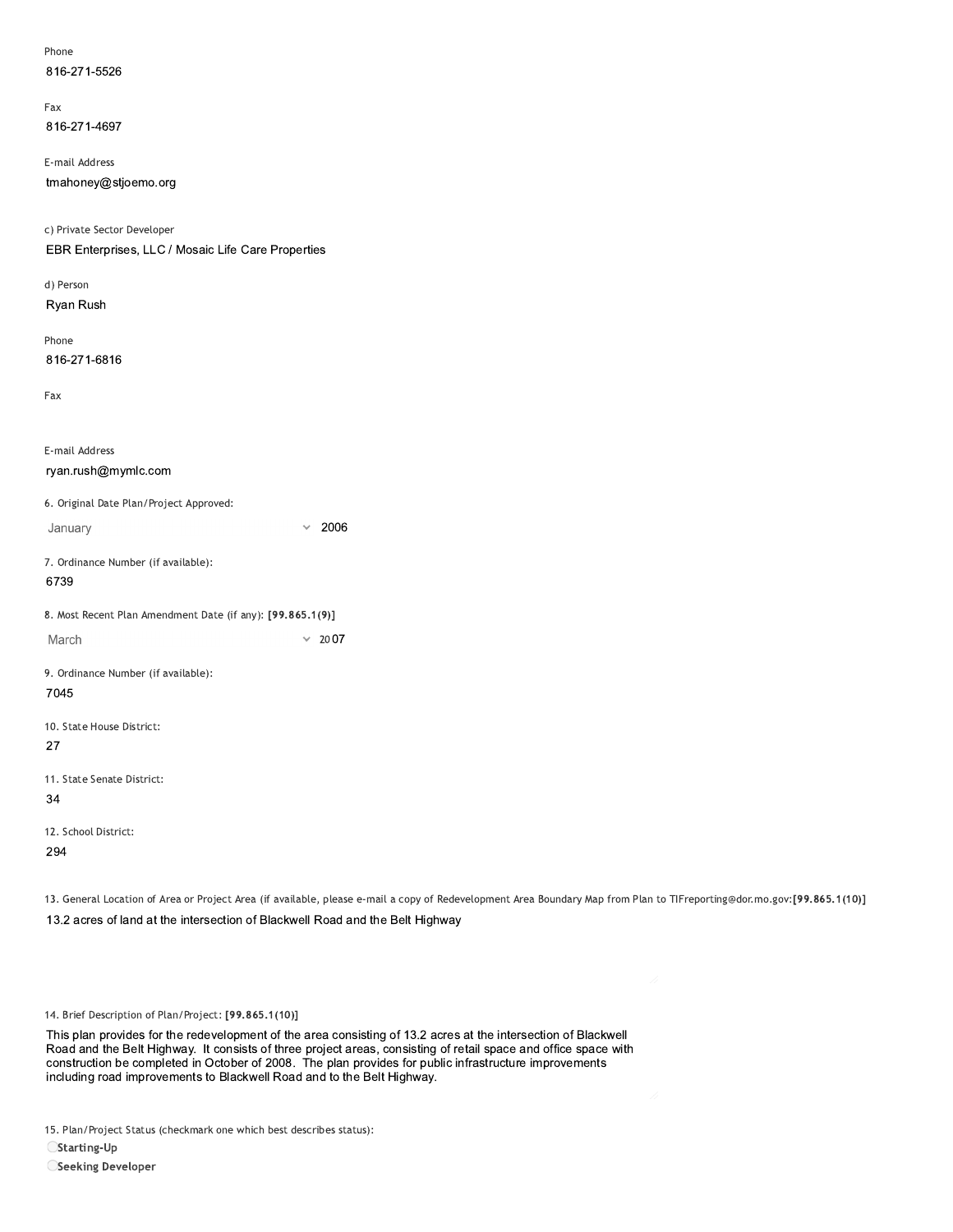Phone

816-271-5526

Fax

816-271-4697

E-mail Address

tmahoney@stjoemo.org

c) Private Sector Developer

EBR Enterprises, LLC / Mosaic Life Care Properties

d) Person

Ryan Rush

Phone

816-271-6816

Fax

E-mail Address

ryan.rush@mymlc.com

6. Original Date Plan/Project Approved:

January 2006

7. Ordinance Number (if available):

6739

8. Most Recent Plan Amendment Date (if any): **[99.865.1(9)]**

March 2007

9. Ordinance Number (if available):

7045

10. State House District:

27

11. State Senate District:

34

12. School District:

294

13. General Location of Area or Project Area (if available, please e-mail a copy of Redevelopment Area Boundary Map from Plan to TIFreporting@dor.mo.gov:**[99.865.1(10)]**

13.2 acres of land at the intersection of Blackwell Road and the Belt Highway

14. Brief Description of Plan/Project: **[99.865.1(10)]**

This plan provides for the redevelopment of the area consisting of 13.2 acres at the intersection of Blackwell Road and the Belt Highway. It consists of three project areas, consisting of retail space and office space with construction be completed in October of 2008. The plan provides for public infrastructure improvements including road improvements to Blackwell Road and to the Belt Highway.

15. Plan/Project Status (checkmark one which best describes status):

- **Starting-Up**
- **Seeking Developer**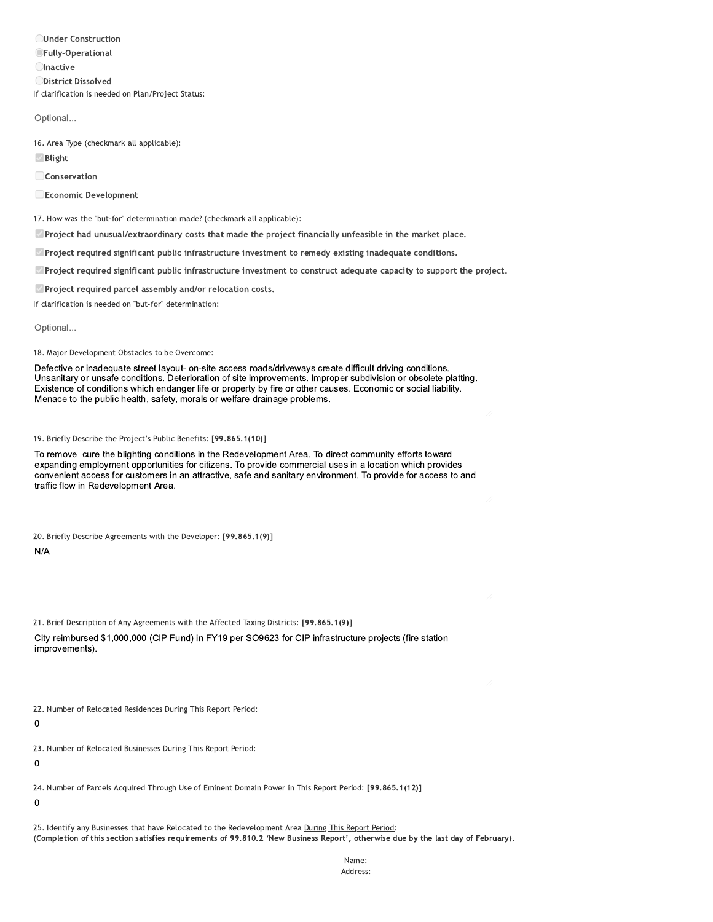- ○ **Under Construction**
- ◉ **Fully-Operational**
- ○ **Inactive**
- ○ **District Dissolved**

If clarification is needed on Plan/Project Status:

Optional...

16. Area Type (checkmark all applicable):

- ☑ **Blight**
- ☐ **Conservation**
- ☐ **Economic Development**

17. How was the "but-for" determination made? (checkmark all applicable):

- ☑ **Project had unusual/extraordinary costs that made the project financially unfeasible in the market place.**
- ☑ **Project required significant public infrastructure investment to remedy existing inadequate conditions.**
- ☑ **Project required significant public infrastructure investment to construct adequate capacity to support the project.**
- ☑ **Project required parcel assembly and/or relocation costs.**

If clarification is needed on "but-for" determination:

Optional...

18. Major Development Obstacles to be Overcome:

Defective or inadequate street layout- on-site access roads/driveways create difficult driving conditions. Unsanitary or unsafe conditions. Deterioration of site improvements. Improper subdivision or obsolete platting. Existence of conditions which endanger life or property by fire or other causes. Economic or social liability. Menace to the public health, safety, morals or welfare drainage problems.

19. Briefly Describe the Project's Public Benefits: **[99.865.1(10)]**

To remove cure the blighting conditions in the Redevelopment Area. To direct community efforts toward expanding employment opportunities for citizens. To provide commercial uses in a location which provides convenient access for customers in an attractive, safe and sanitary environment. To provide for access to and traffic flow in Redevelopment Area.

20. Briefly Describe Agreements with the Developer: **[99.865.1(9)]**

N/A

21. Brief Description of Any Agreements with the Affected Taxing Districts: **[99.865.1(9)]**

City reimbursed $1,000,000 (CIP Fund) in FY19 per SO9623 for CIP infrastructure projects (fire station improvements).

22. Number of Relocated Residences During This Report Period:

0

23. Number of Relocated Businesses During This Report Period:

0

24. Number of Parcels Acquired Through Use of Eminent Domain Power in This Report Period: **[99.865.1(12)]**

0

25. Identify any Businesses that have Relocated to the Redevelopment Area <u>During This Report Period</u>:
**(Completion of this section satisfies requirements of 99.810.2 'New Business Report', otherwise due by the last day of February).**

Name:
Address: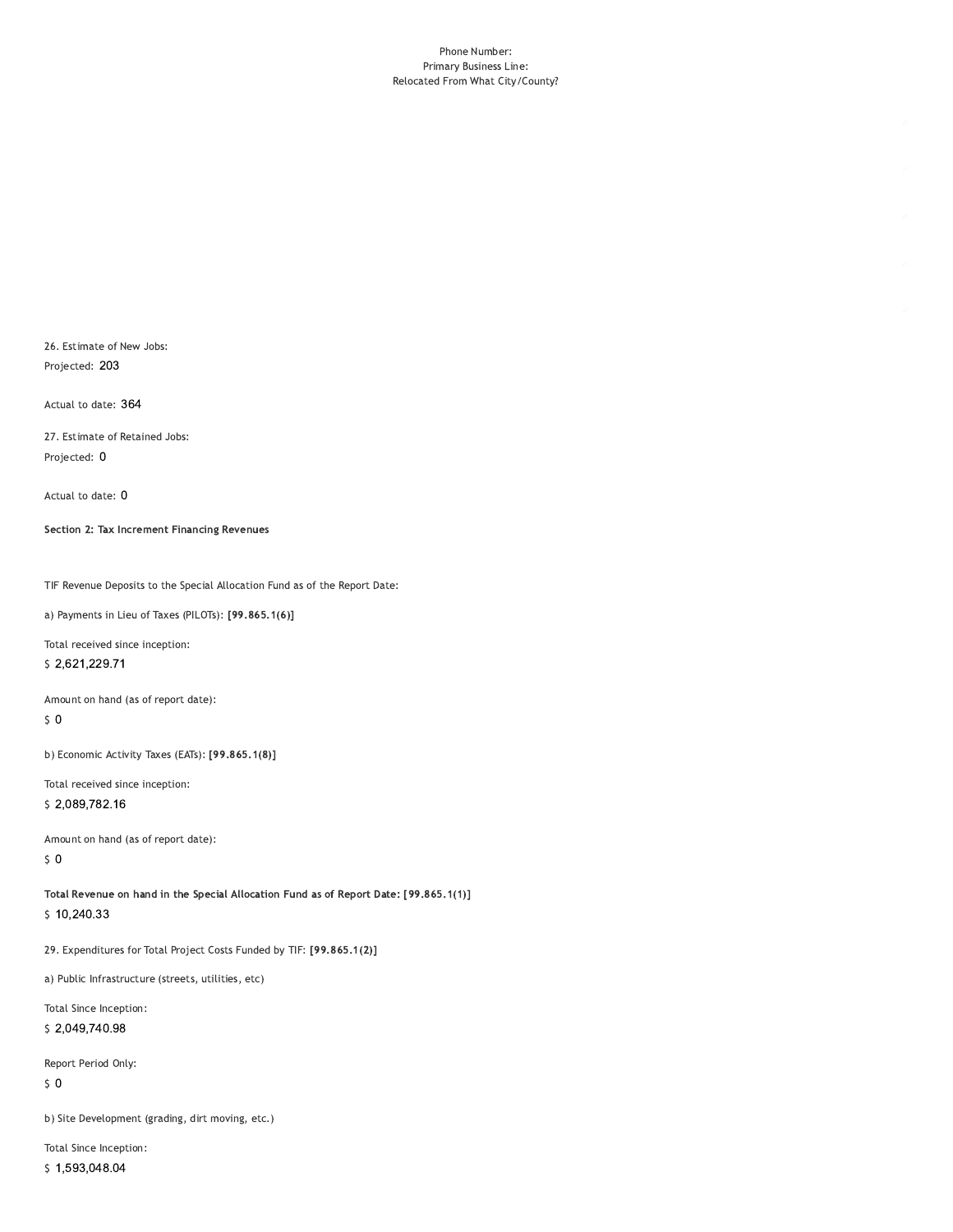Phone Number:
Primary Business Line:
Relocated From What City/County?

26. Estimate of New Jobs:

Projected: 203

Actual to date: 364

27. Estimate of Retained Jobs:

Projected: 0

Actual to date: 0

**Section 2: Tax Increment Financing Revenues**

TIF Revenue Deposits to the Special Allocation Fund as of the Report Date:

a) Payments in Lieu of Taxes (PILOTs): **[99.865.1(6)]**

Total received since inception:

$ 2,621,229.71

Amount on hand (as of report date):

$ 0

b) Economic Activity Taxes (EATs): **[99.865.1(8)]**

Total received since inception:

$ 2,089,782.16

Amount on hand (as of report date):

$ 0

**Total Revenue on hand in the Special Allocation Fund as of Report Date: [99.865.1(1)]**

$ 10,240.33

29. Expenditures for Total Project Costs Funded by TIF: **[99.865.1(2)]**

a) Public Infrastructure (streets, utilities, etc)

Total Since Inception:

$ 2,049,740.98

Report Period Only:

$ 0

b) Site Development (grading, dirt moving, etc.)

Total Since Inception:

$ 1,593,048.04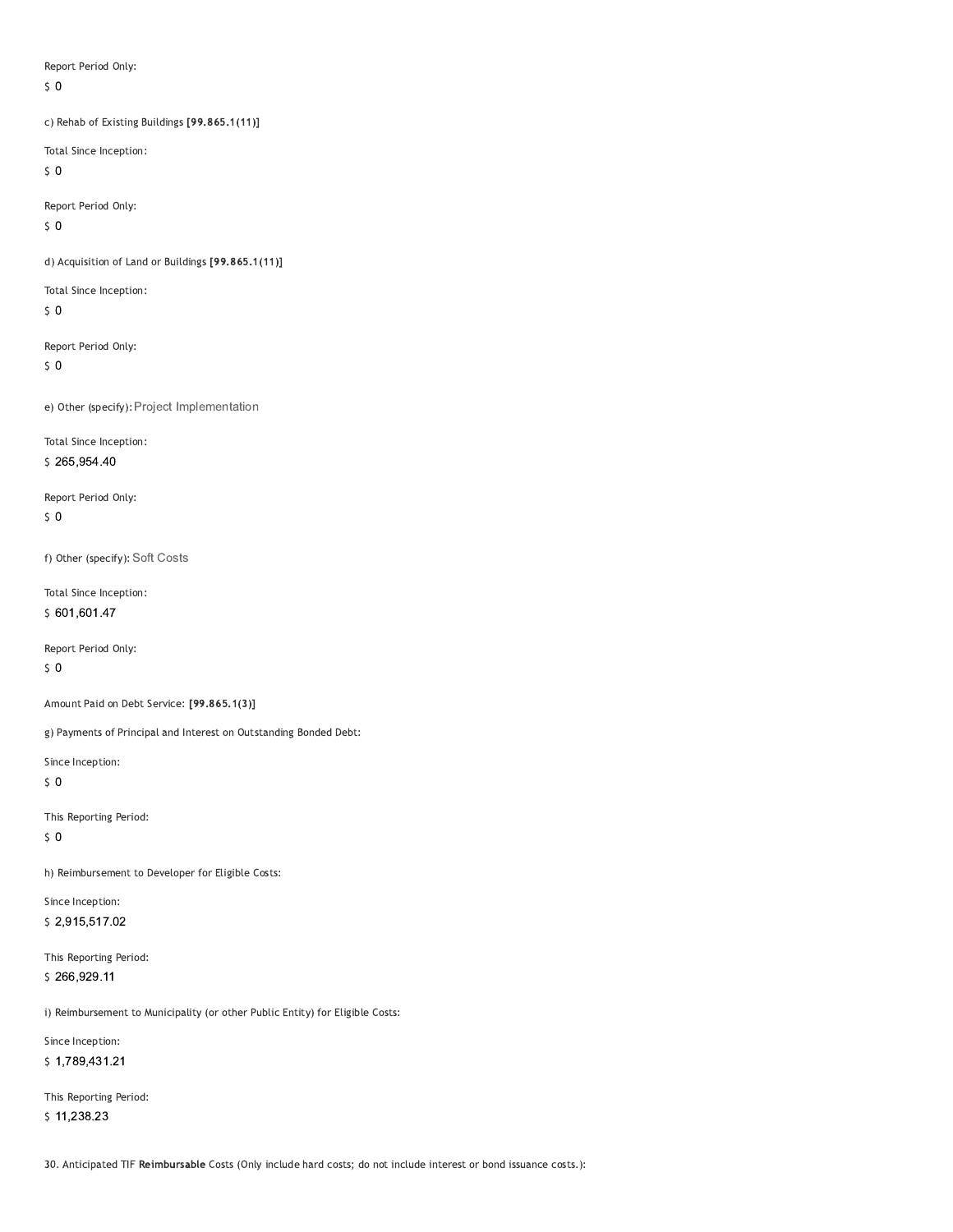Report Period Only:

$ 0

c) Rehab of Existing Buildings **[99.865.1(11)]**

Total Since Inception:

$ 0

Report Period Only:

$ 0

d) Acquisition of Land or Buildings **[99.865.1(11)]**

Total Since Inception:

$ 0

Report Period Only:

$ 0

e) Other (specify): Project Implementation

Total Since Inception:

$ 265,954.40

Report Period Only:

$ 0

f) Other (specify): Soft Costs

Total Since Inception:

$ 601,601.47

Report Period Only:

$ 0

Amount Paid on Debt Service: **[99.865.1(3)]**

g) Payments of Principal and Interest on Outstanding Bonded Debt:

Since Inception:

$ 0

This Reporting Period:

$ 0

h) Reimbursement to Developer for Eligible Costs:

Since Inception:

$ 2,915,517.02

This Reporting Period:

$ 266,929.11

i) Reimbursement to Municipality (or other Public Entity) for Eligible Costs:

Since Inception:

$ 1,789,431.21

This Reporting Period:

$ 11,238.23

30. Anticipated TIF **Reimbursable** Costs (Only include hard costs; do not include interest or bond issuance costs.):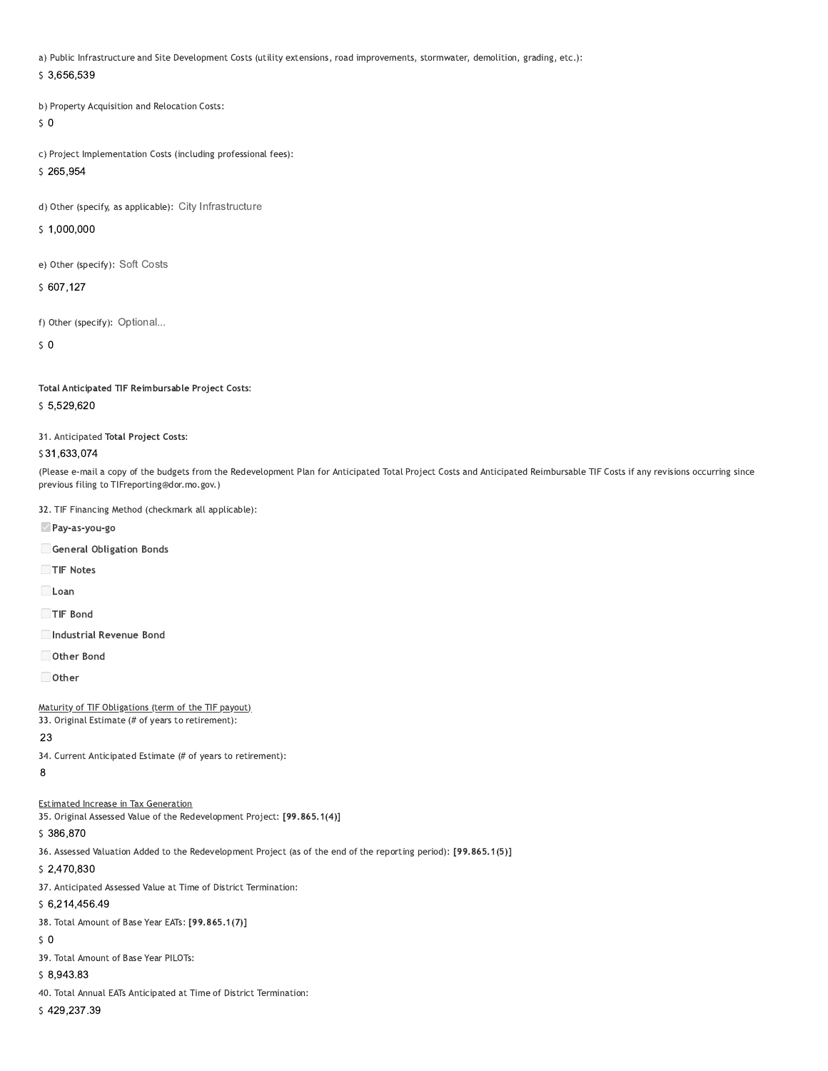a) Public Infrastructure and Site Development Costs (utility extensions, road improvements, stormwater, demolition, grading, etc.):

$ 3,656,539

b) Property Acquisition and Relocation Costs:

$ 0

c) Project Implementation Costs (including professional fees):

$ 265,954

d) Other (specify, as applicable): City Infrastructure

$ 1,000,000

e) Other (specify): Soft Costs

$ 607,127

f) Other (specify): Optional...

$ 0

**Total Anticipated TIF Reimbursable Project Costs:**

$ 5,529,620

31. Anticipated **Total Project Costs:**

$ 31,633,074

(Please e-mail a copy of the budgets from the Redevelopment Plan for Anticipated Total Project Costs and Anticipated Reimbursable TIF Costs if any revisions occurring since previous filing to TIFreporting@dor.mo.gov.)

32. TIF Financing Method (checkmark all applicable):

- [x] **Pay-as-you-go**
- [ ] **General Obligation Bonds**
- [ ] **TIF Notes**
- [ ] **Loan**
- [ ] **TIF Bond**
- [ ] **Industrial Revenue Bond**
- [ ] **Other Bond**
- [ ] **Other**

Maturity of TIF Obligations (term of the TIF payout)

33. Original Estimate (# of years to retirement):

23

34. Current Anticipated Estimate (# of years to retirement):

8

Estimated Increase in Tax Generation

35. Original Assessed Value of the Redevelopment Project: **[99.865.1(4)]**

$ 386,870

36. Assessed Valuation Added to the Redevelopment Project (as of the end of the reporting period): **[99.865.1(5)]**

$ 2,470,830

37. Anticipated Assessed Value at Time of District Termination:

$ 6,214,456.49

38. Total Amount of Base Year EATs: **[99.865.1(7)]**

$ 0

39. Total Amount of Base Year PILOTs:

$ 8,943.83

40. Total Annual EATs Anticipated at Time of District Termination:

$ 429,237.39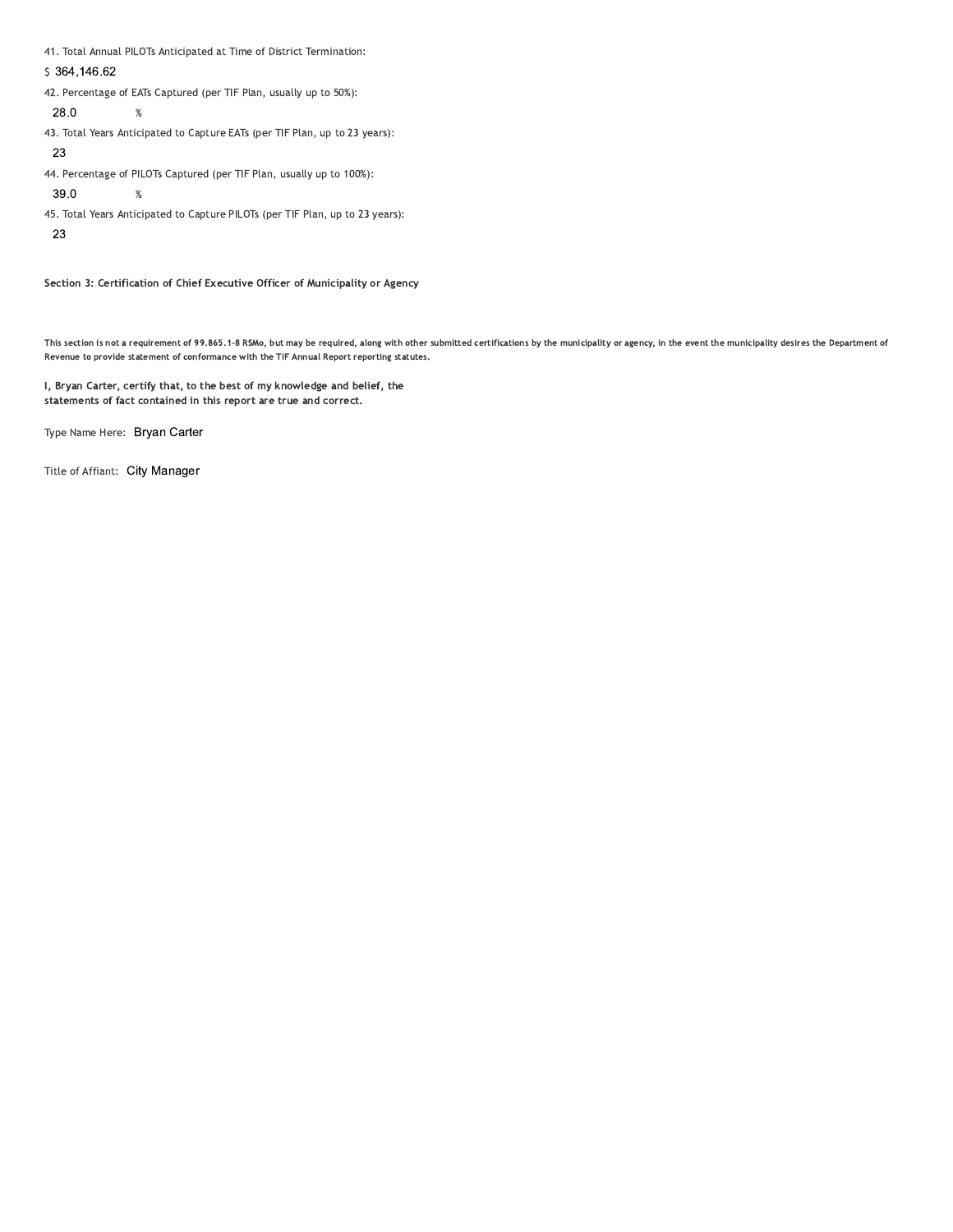41. Total Annual PILOTs Anticipated at Time of District Termination:

$ 364,146.62

42. Percentage of EATs Captured (per TIF Plan, usually up to 50%):

28.0 %

43. Total Years Anticipated to Capture EATs (per TIF Plan, up to 23 years):

23

44. Percentage of PILOTs Captured (per TIF Plan, usually up to 100%):

39.0 %

45. Total Years Anticipated to Capture PILOTs (per TIF Plan, up to 23 years):

23

**Section 3: Certification of Chief Executive Officer of Municipality or Agency**

**This section is not a requirement of 99.865.1-8 RSMo, but may be required, along with other submitted certifications by the municipality or agency, in the event the municipality desires the Department of Revenue to provide statement of conformance with the TIF Annual Report reporting statutes.**

**I, Bryan Carter, certify that, to the best of my knowledge and belief, the statements of fact contained in this report are true and correct.**

Type Name Here: Bryan Carter

Title of Affiant: City Manager